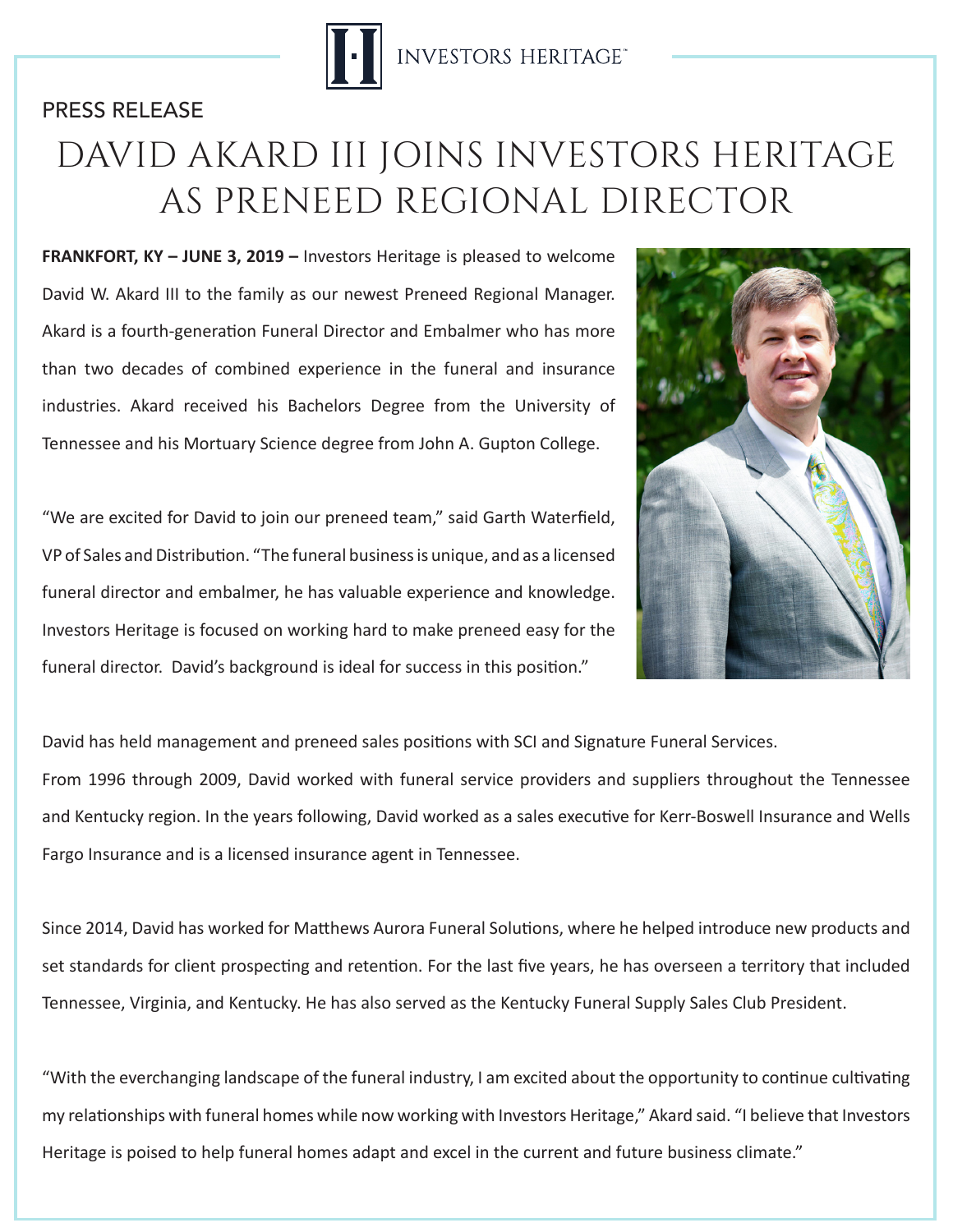INVESTORS HERITAGE™

PRESS RELEASE

# DAVID AKARD III JOINS INVESTORS HERITAGE AS PRENEED REGIONAL DIRECTOR

**FRANKFORT, KY – JUNE 3, 2019 –** Investors Heritage is pleased to welcome David W. Akard III to the family as our newest Preneed Regional Manager. Akard is a fourth-generation Funeral Director and Embalmer who has more than two decades of combined experience in the funeral and insurance industries. Akard received his Bachelors Degree from the University of Tennessee and his Mortuary Science degree from John A. Gupton College.

"We are excited for David to join our preneed team," said Garth Waterfield, VP of Sales and Distribution. "The funeral business is unique, and as a licensed funeral director and embalmer, he has valuable experience and knowledge. Investors Heritage is focused on working hard to make preneed easy for the funeral director. David's background is ideal for success in this position."

David has held management and preneed sales positions with SCI and Signature Funeral Services.
From 1996 through 2009, David worked with funeral service providers and suppliers throughout the Tennessee and Kentucky region. In the years following, David worked as a sales executive for Kerr-Boswell Insurance and Wells Fargo Insurance and is a licensed insurance agent in Tennessee.

Since 2014, David has worked for Matthews Aurora Funeral Solutions, where he helped introduce new products and set standards for client prospecting and retention. For the last five years, he has overseen a territory that included Tennessee, Virginia, and Kentucky. He has also served as the Kentucky Funeral Supply Sales Club President.

"With the everchanging landscape of the funeral industry, I am excited about the opportunity to continue cultivating my relationships with funeral homes while now working with Investors Heritage," Akard said. "I believe that Investors Heritage is poised to help funeral homes adapt and excel in the current and future business climate."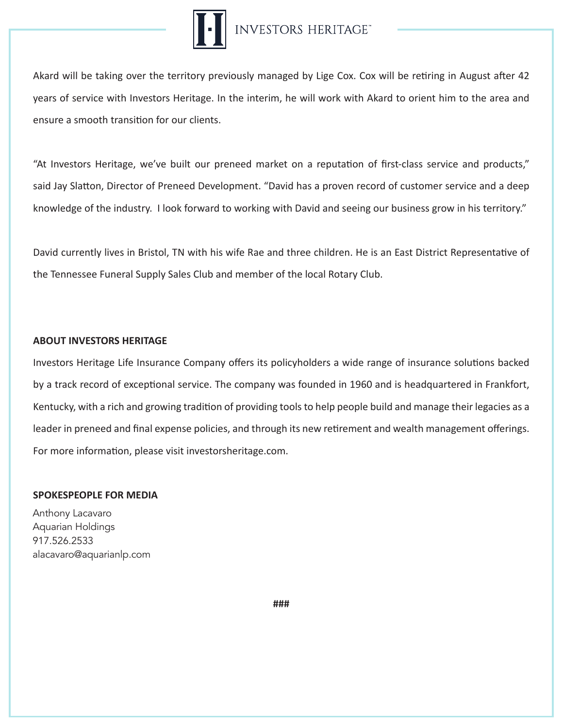Akard will be taking over the territory previously managed by Lige Cox. Cox will be retiring in August after 42 years of service with Investors Heritage. In the interim, he will work with Akard to orient him to the area and ensure a smooth transition for our clients.

"At Investors Heritage, we've built our preneed market on a reputation of first-class service and products," said Jay Slatton, Director of Preneed Development. "David has a proven record of customer service and a deep knowledge of the industry. I look forward to working with David and seeing our business grow in his territory."

David currently lives in Bristol, TN with his wife Rae and three children. He is an East District Representative of the Tennessee Funeral Supply Sales Club and member of the local Rotary Club.

**ABOUT INVESTORS HERITAGE**

Investors Heritage Life Insurance Company offers its policyholders a wide range of insurance solutions backed by a track record of exceptional service. The company was founded in 1960 and is headquartered in Frankfort, Kentucky, with a rich and growing tradition of providing tools to help people build and manage their legacies as a leader in preneed and final expense policies, and through its new retirement and wealth management offerings. For more information, please visit investorsheritage.com.

**SPOKESPEOPLE FOR MEDIA**

Anthony Lacavaro
Aquarian Holdings
917.526.2533
alacavaro@aquarianlp.com

###